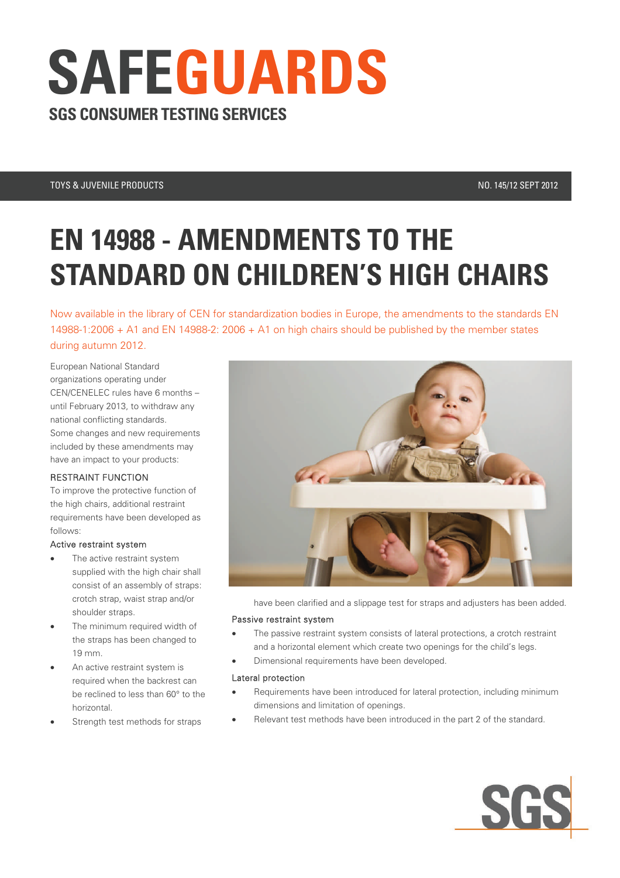# SAFEGUARDS

**SGS CONSUMER TESTING SERVICES**

TOYS & JUVENILE PRODUCTS — NO. 145/12 SEPT 2012

# EN 14988 - AMENDMENTS TO THE STANDARD ON CHILDREN'S HIGH CHAIRS

Now available in the library of CEN for standardization bodies in Europe, the amendments to the standards EN 14988-1:2006 + A1 and EN 14988-2: 2006 + A1 on high chairs should be published by the member states during autumn 2012.

European National Standard organizations operating under CEN/CENELEC rules have 6 months – until February 2013, to withdraw any national conflicting standards. Some changes and new requirements included by these amendments may have an impact to your products:

## RESTRAINT FUNCTION

To improve the protective function of the high chairs, additional restraint requirements have been developed as follows:

### Active restraint system

- The active restraint system supplied with the high chair shall consist of an assembly of straps: crotch strap, waist strap and/or shoulder straps.
- The minimum required width of the straps has been changed to 19 mm.
- An active restraint system is required when the backrest can be reclined to less than 60° to the horizontal.
- Strength test methods for straps have been clarified and a slippage test for straps and adjusters has been added.

### Passive restraint system

- The passive restraint system consists of lateral protections, a crotch restraint and a horizontal element which create two openings for the child's legs.
- Dimensional requirements have been developed.

### Lateral protection

- Requirements have been introduced for lateral protection, including minimum dimensions and limitation of openings.
- Relevant test methods have been introduced in the part 2 of the standard.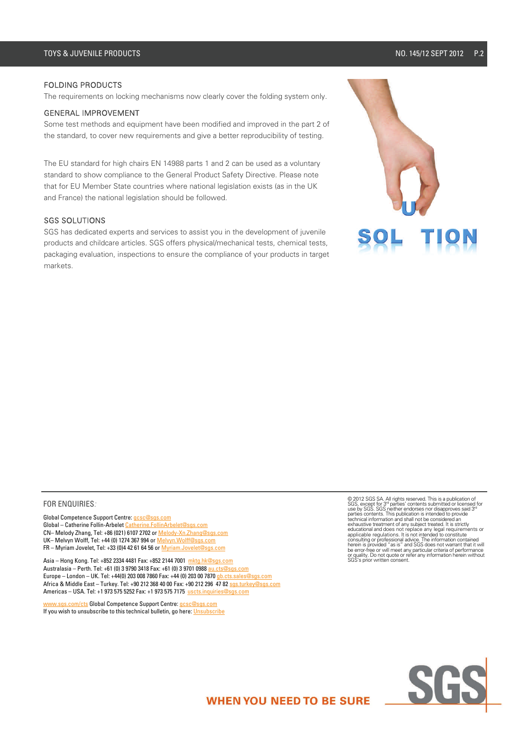## FOLDING PRODUCTS

The requirements on locking mechanisms now clearly cover the folding system only.

## GENERAL IMPROVEMENT

Some test methods and equipment have been modified and improved in the part 2 of the standard, to cover new requirements and give a better reproducibility of testing.

The EU standard for high chairs EN 14988 parts 1 and 2 can be used as a voluntary standard to show compliance to the General Product Safety Directive. Please note that for EU Member State countries where national legislation exists (as in the UK and France) the national legislation should be followed.

## SGS SOLUTIONS

SGS has dedicated experts and services to assist you in the development of juvenile products and childcare articles. SGS offers physical/mechanical tests, chemical tests, packaging evaluation, inspections to ensure the compliance of your products in target markets.

FOR ENQUIRIES:

Global Competence Support Centre: gcsc@sgs.com
Global – Catherine Follin-Arbelet Catherine.FollinArbelet@sgs.com
CN– Melody Zhang, Tel: +86 (021) 6107 2702 or Melody-Xn.Zhang@sgs.com
UK– Melvyn Wolff, Tel: +44 (0) 1274 367 994 or Melvyn.Wolff@sgs.com
FR – Myriam Jovelet, Tel: +33 (0)4 42 61 64 56 or Myriam.Jovelet@sgs.com

Asia – Hong Kong. Tel: +852 2334 4481 Fax: +852 2144 7001 mktg.hk@sgs.com
Australasia – Perth. Tel: +61 (0) 3 9790 3418 Fax: +61 (0) 3 9701 0988 au.cts@sgs.com
Europe – London – UK. Tel: +44(0) 203 008 7860 Fax: +44 (0) 203 00 7870 gb.cts.sales@sgs.com
Africa & Middle East – Turkey. Tel: +90 212 368 40 00 Fax: +90 212 296 47 82 sgs.turkey@sgs.com
Americas – USA. Tel: +1 973 575 5252 Fax: +1 973 575 7175 uscts.inquiries@sgs.com

www.sgs.com/cts Global Competence Support Centre: gcsc@sgs.com
If you wish to unsubscribe to this technical bulletin, go here: Unsubscribe

© 2012 SGS SA. All rights reserved. This is a publication of SGS, except for 3rd parties' contents submitted or licensed for use by SGS. SGS neither endorses nor disapproves said 3rd parties contents. This publication is intended to provide technical information and shall not be considered an exhaustive treatment of any subject treated. It is strictly educational and does not replace any legal requirements or applicable regulations. It is not intended to constitute consulting or professional advice. The information contained herein is provided "as is" and SGS does not warrant that it will be error-free or will meet any particular criteria of performance or quality. Do not quote or refer any information herein without SGS's prior written consent.

WHEN YOU NEED TO BE SURE